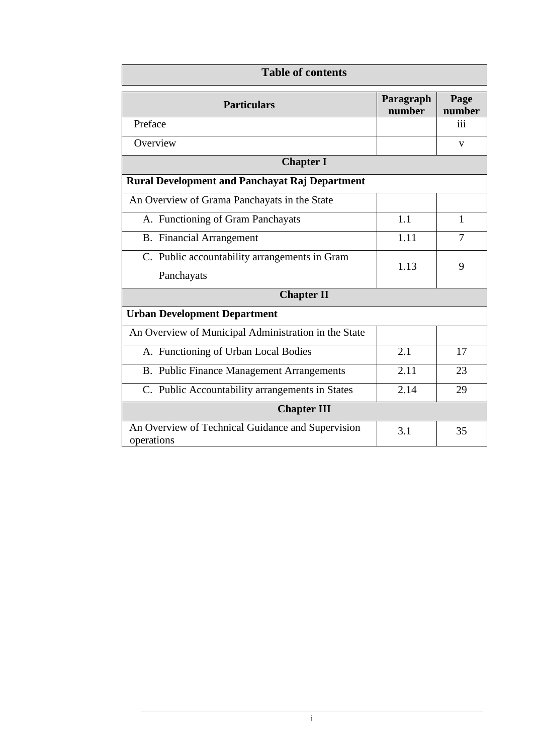# Table of contents

| Particulars | Paragraph number | Page number |
|---|---|---|
| Preface | | iii |
| Overview | | v |
| **Chapter I** | | |
| **Rural Development and Panchayat Raj Department** | | |
| An Overview of Grama Panchayats in the State | | |
| A. Functioning of Gram Panchayats | 1.1 | 1 |
| B. Financial Arrangement | 1.11 | 7 |
| C. Public accountability arrangements in Gram Panchayats | 1.13 | 9 |
| **Chapter II** | | |
| **Urban Development Department** | | |
| An Overview of Municipal Administration in the State | | |
| A. Functioning of Urban Local Bodies | 2.1 | 17 |
| B. Public Finance Management Arrangements | 2.11 | 23 |
| C. Public Accountability arrangements in States | 2.14 | 29 |
| **Chapter III** | | |
| An Overview of Technical Guidance and Supervision operations | 3.1 | 35 |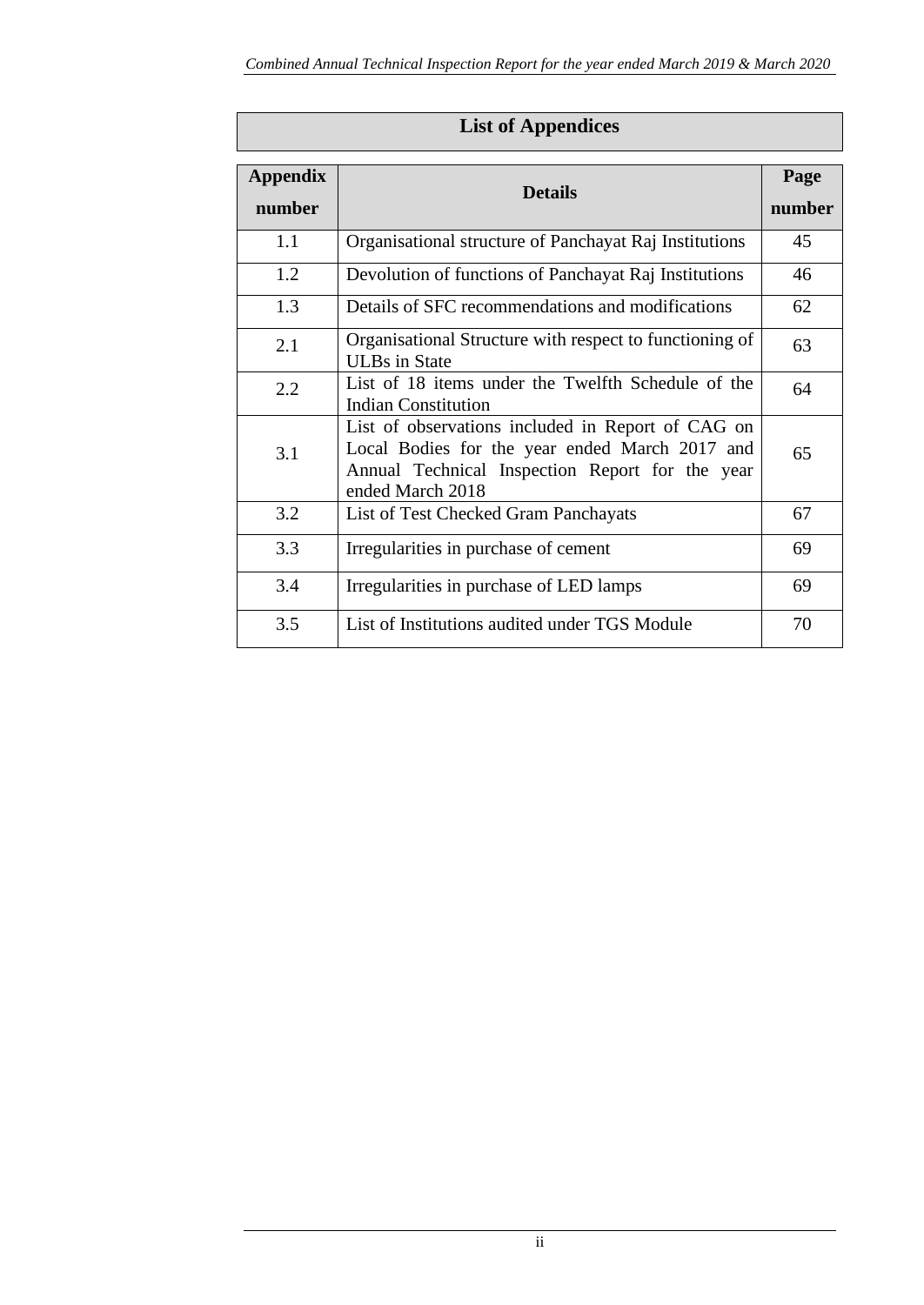## List of Appendices

| Appendix number | Details | Page number |
|---|---|---|
| 1.1 | Organisational structure of Panchayat Raj Institutions | 45 |
| 1.2 | Devolution of functions of Panchayat Raj Institutions | 46 |
| 1.3 | Details of SFC recommendations and modifications | 62 |
| 2.1 | Organisational Structure with respect to functioning of ULBs in State | 63 |
| 2.2 | List of 18 items under the Twelfth Schedule of the Indian Constitution | 64 |
| 3.1 | List of observations included in Report of CAG on Local Bodies for the year ended March 2017 and Annual Technical Inspection Report for the year ended March 2018 | 65 |
| 3.2 | List of Test Checked Gram Panchayats | 67 |
| 3.3 | Irregularities in purchase of cement | 69 |
| 3.4 | Irregularities in purchase of LED lamps | 69 |
| 3.5 | List of Institutions audited under TGS Module | 70 |